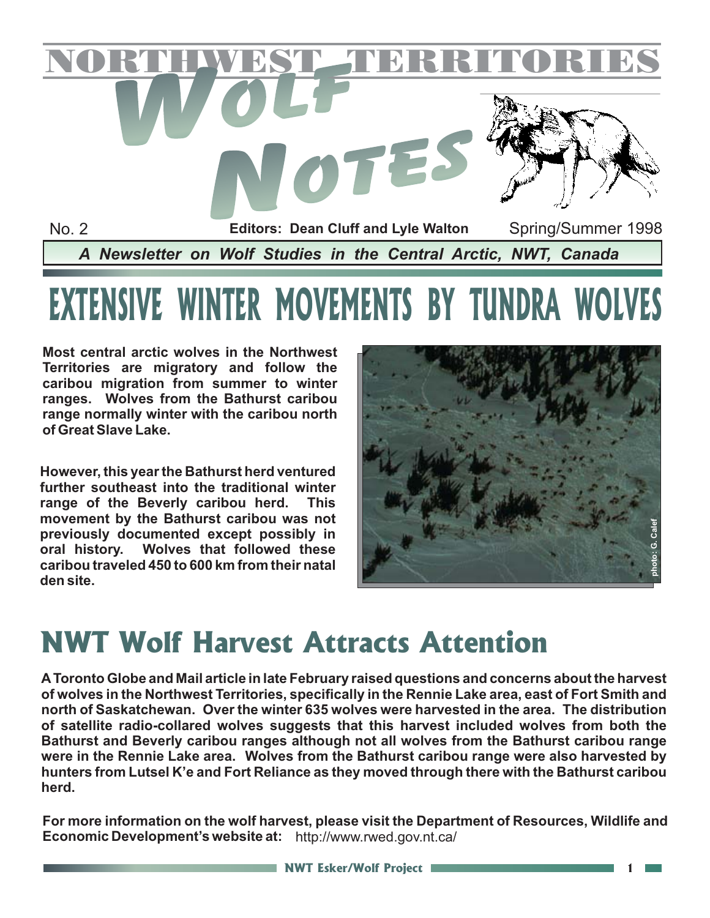# NORTHWEST TERRITORIES WOLF NOTES

No. 2 | **Editors: Dean Cluff and Lyle Walton** | Spring/Summer 1998

***A Newsletter on Wolf Studies in the Central Arctic, NWT, Canada***

## EXTENSIVE WINTER MOVEMENTS BY TUNDRA WOLVES

**Most central arctic wolves in the Northwest Territories are migratory and follow the caribou migration from summer to winter ranges. Wolves from the Bathurst caribou range normally winter with the caribou north of Great Slave Lake.**

**However, this year the Bathurst herd ventured further southeast into the traditional winter range of the Beverly caribou herd. This movement by the Bathurst caribou was not previously documented except possibly in oral history. Wolves that followed these caribou traveled 450 to 600 km from their natal den site.**

photo: G. Calef

## NWT Wolf Harvest Attracts Attention

**A Toronto Globe and Mail article in late February raised questions and concerns about the harvest of wolves in the Northwest Territories, specifically in the Rennie Lake area, east of Fort Smith and north of Saskatchewan. Over the winter 635 wolves were harvested in the area. The distribution of satellite radio-collared wolves suggests that this harvest included wolves from both the Bathurst and Beverly caribou ranges although not all wolves from the Bathurst caribou range were in the Rennie Lake area. Wolves from the Bathurst caribou range were also harvested by hunters from Lutsel K'e and Fort Reliance as they moved through there with the Bathurst caribou herd.**

**For more information on the wolf harvest, please visit the Department of Resources, Wildlife and Economic Development's website at:** http://www.rwed.gov.nt.ca/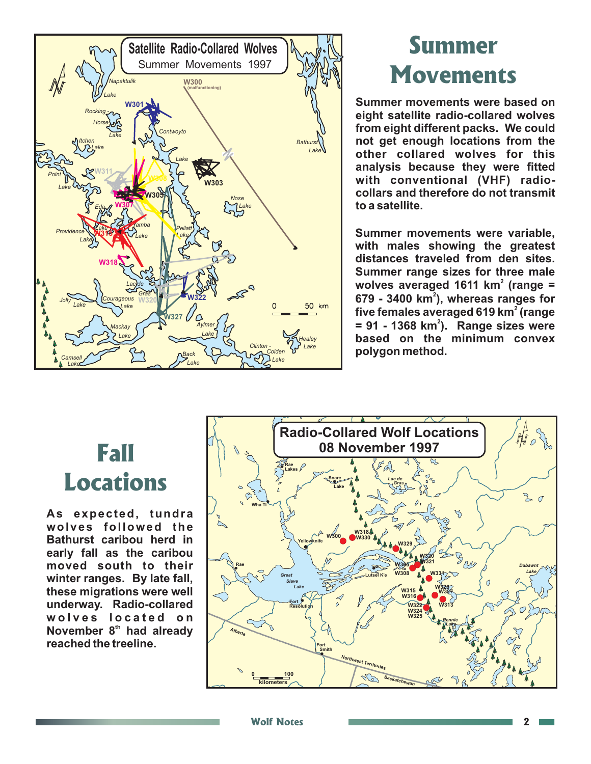# Summer Movements

Summer movements were based on eight satellite radio-collared wolves from eight different packs. We could not get enough locations from the other collared wolves for this analysis because they were fitted with conventional (VHF) radio-collars and therefore do not transmit to a satellite.

Summer movements were variable, with males showing the greatest distances traveled from den sites. Summer range sizes for three male wolves averaged 1611 $km^2$ (range = 679 - 3400 $km^2$), whereas ranges for five females averaged 619 $km^2$ (range = 91 - 1368 $km^2$). Range sizes were based on the minimum convex polygon method.

# Fall Locations

As expected, tundra wolves followed the Bathurst caribou herd in early fall as the caribou moved south to their winter ranges. By late fall, these migrations were well underway. Radio-collared wolves located on November 8[th] had already reached the treeline.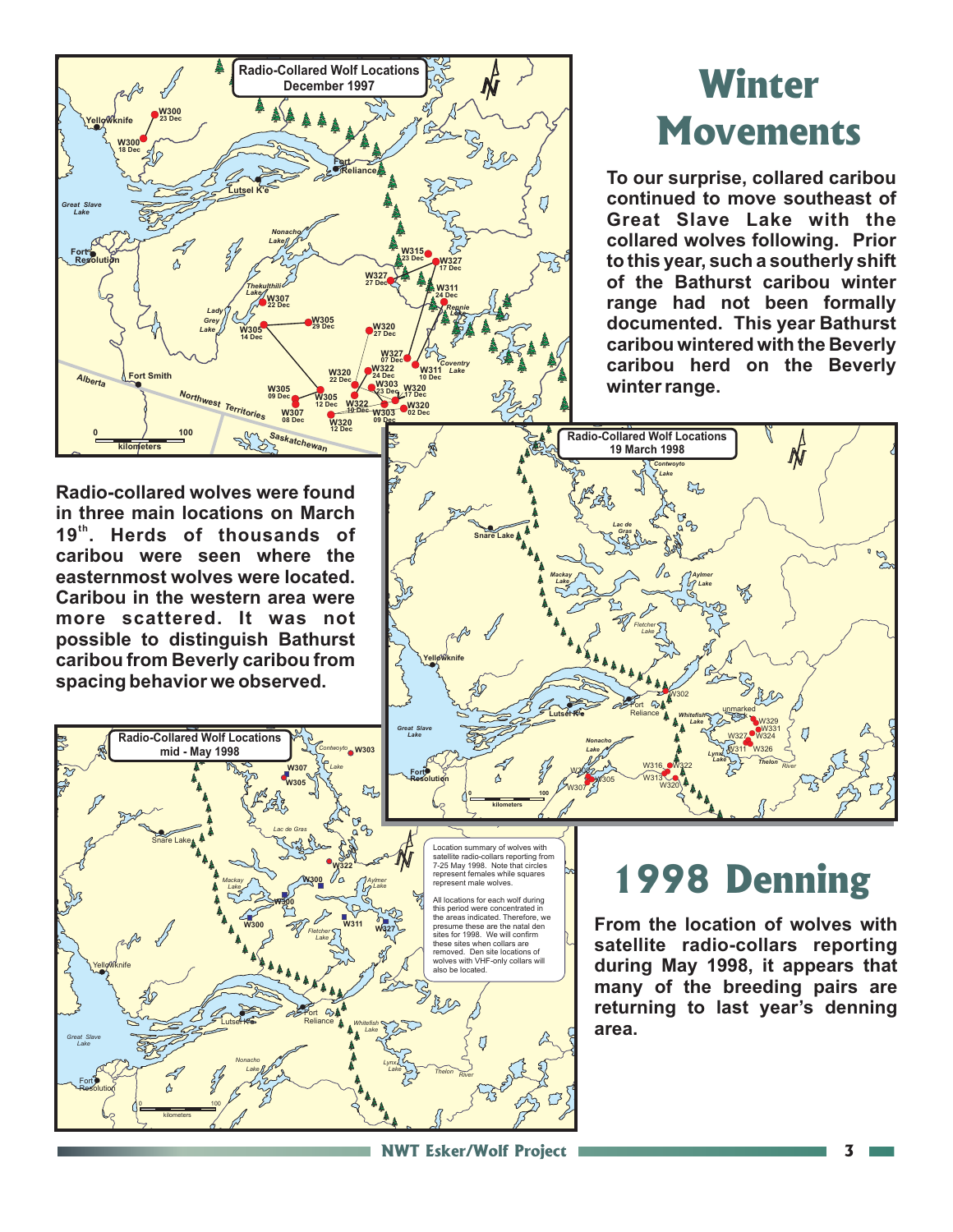# Winter Movements

To our surprise, collared caribou continued to move southeast of Great Slave Lake with the collared wolves following. Prior to this year, such a southerly shift of the Bathurst caribou winter range had not been formally documented. This year Bathurst caribou wintered with the Beverly caribou herd on the Beverly winter range.

**Radio-Collared Wolf Locations December 1997**

Radio-collared wolves were found in three main locations on March 19th. Herds of thousands of caribou were seen where the easternmost wolves were located. Caribou in the western area were more scattered. It was not possible to distinguish Bathurst caribou from Beverly caribou from spacing behavior we observed.

**Radio-Collared Wolf Locations 19 March 1998**

**Radio-Collared Wolf Locations mid - May 1998**

Location summary of wolves with satellite radio-collars reporting from 7-25 May 1998. Note that circles represent females while squares represent male wolves.

All locations for each wolf during this period were concentrated in the areas indicated. Therefore, we presume these are the natal den sites for 1998. We will confirm these sites when collars are removed. Den site locations of wolves with VHF-only collars will also be located.

# 1998 Denning

From the location of wolves with satellite radio-collars reporting during May 1998, it appears that many of the breeding pairs are returning to last year's denning area.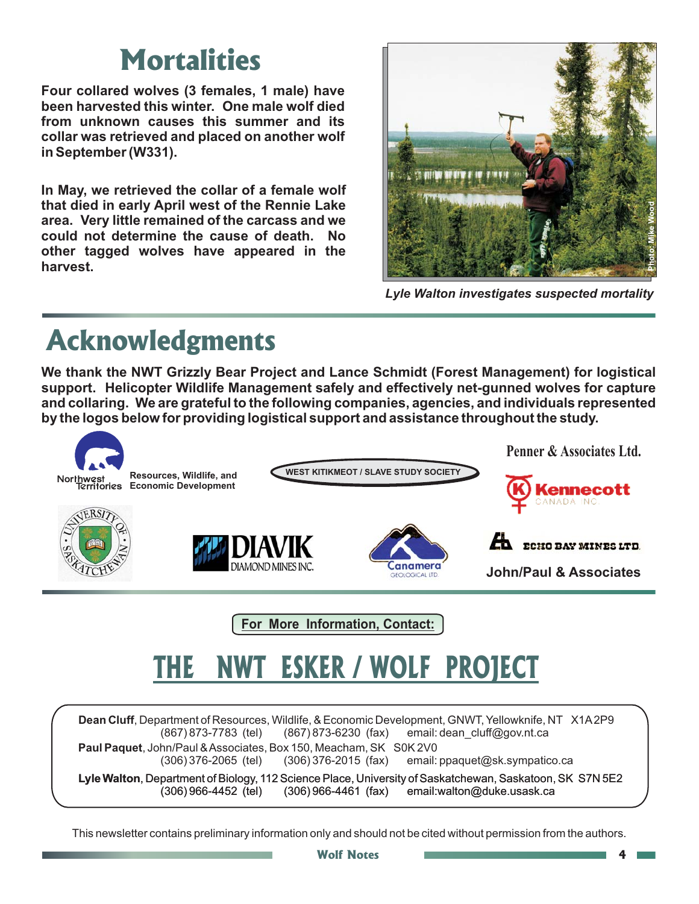# Mortalities

**Four collared wolves (3 females, 1 male) have been harvested this winter. One male wolf died from unknown causes this summer and its collar was retrieved and placed on another wolf in September (W331).**

**In May, we retrieved the collar of a female wolf that died in early April west of the Rennie Lake area. Very little remained of the carcass and we could not determine the cause of death. No other tagged wolves have appeared in the harvest.**

Photo: Mike Wood

*Lyle Walton investigates suspected mortality*

# Acknowledgments

**We thank the NWT Grizzly Bear Project and Lance Schmidt (Forest Management) for logistical support. Helicopter Wildlife Management safely and effectively net-gunned wolves for capture and collaring. We are grateful to the following companies, agencies, and individuals represented by the logos below for providing logistical support and assistance throughout the study.**

Northwest Territories Resources, Wildlife, and Economic Development

WEST KITIKMEOT / SLAVE STUDY SOCIETY

Penner & Associates Ltd.

Kennecott CANADA INC.

University of Saskatchewan

DIAVIK DIAMOND MINES INC.

Canamera GEOLOGICAL LTD.

ECHO BAY MINES LTD.

John/Paul & Associates

**For More Information, Contact:**

# THE NWT ESKER / WOLF PROJECT

**Dean Cluff**, Department of Resources, Wildlife, & Economic Development, GWNT, Yellowknife, NT X1A 2P9
(867) 873-7783 (tel) (867) 873-6230 (fax) email: dean_cluff@gov.nt.ca

**Paul Paquet**, John/Paul & Associates, Box 150, Meacham, SK S0K 2V0
(306) 376-2065 (tel) (306) 376-2015 (fax) email: ppaquet@sk.sympatico.ca

**Lyle Walton**, Department of Biology, 112 Science Place, University of Saskatchewan, Saskatoon, SK S7N 5E2
(306) 966-4452 (tel) (306) 966-4461 (fax) email:walton@duke.usask.ca

This newsletter contains preliminary information only and should not be cited without permission from the authors.